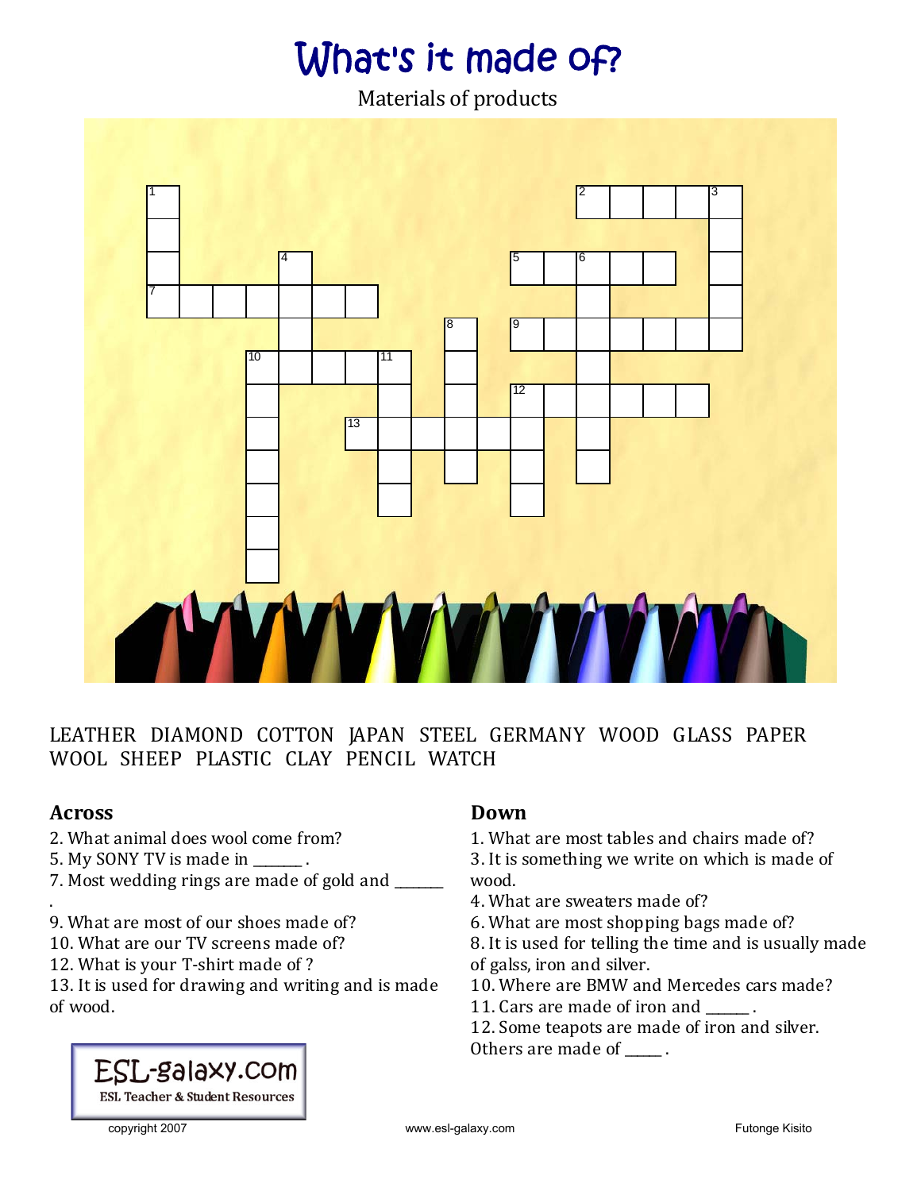# What's it made of?

Materials of products

LEATHER DIAMOND COTTON JAPAN STEEL GERMANY WOOD GLASS PAPER WOOL SHEEP PLASTIC CLAY PENCIL WATCH

## Across

2. What animal does wool come from?
5. My SONY TV is made in _______ .
7. Most wedding rings are made of gold and _______ .
9. What are most of our shoes made of?
10. What are our TV screens made of?
12. What is your T-shirt made of ?
13. It is used for drawing and writing and is made of wood.

## Down

1. What are most tables and chairs made of?
3. It is something we write on which is made of wood.
4. What are sweaters made of?
6. What are most shopping bags made of?
8. It is used for telling the time and is usually made of galss, iron and silver.
10. Where are BMW and Mercedes cars made?
11. Cars are made of iron and ______ .
12. Some teapots are made of iron and silver. Others are made of _____ .

ESL-galaxy.com
ESL Teacher & Student Resources

copyright 2007 www.esl-galaxy.com Futonge Kisito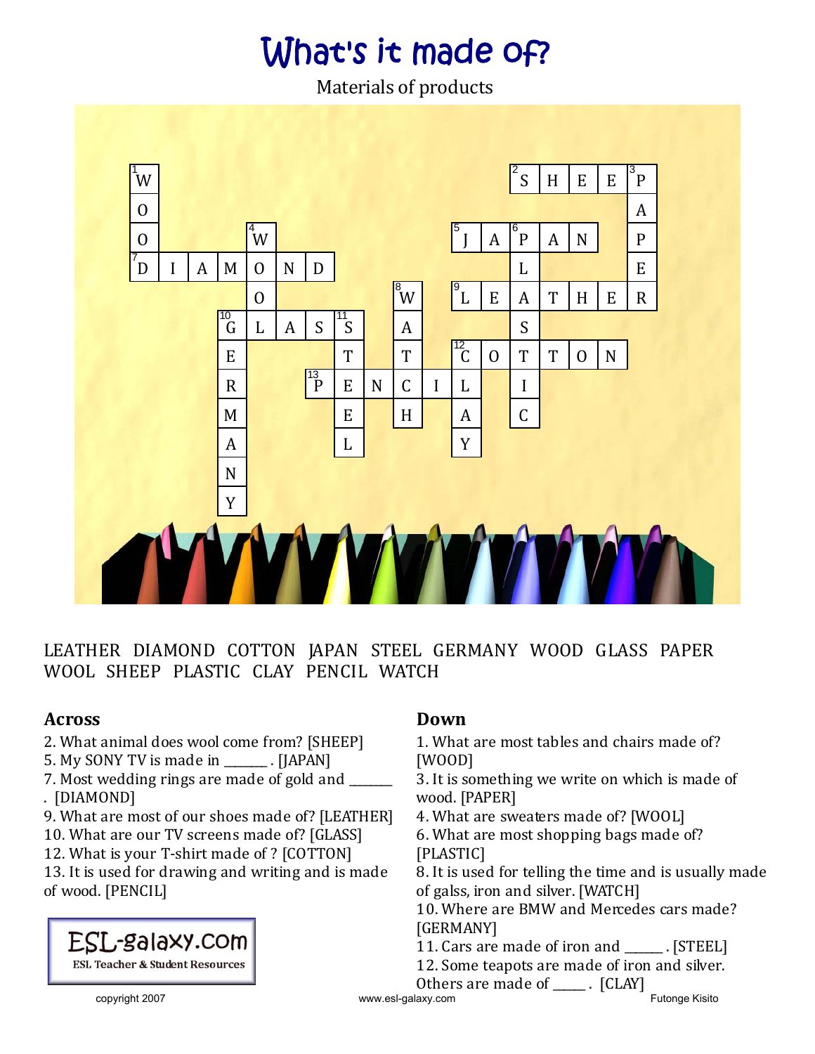# What's it made of?

Materials of products

LEATHER DIAMOND COTTON JAPAN STEEL GERMANY WOOD GLASS PAPER WOOL SHEEP PLASTIC CLAY PENCIL WATCH

## Across

2. What animal does wool come from? [SHEEP]
5. My SONY TV is made in _______ . [JAPAN]
7. Most wedding rings are made of gold and _______ . [DIAMOND]
9. What are most of our shoes made of? [LEATHER]
10. What are our TV screens made of? [GLASS]
12. What is your T-shirt made of ? [COTTON]
13. It is used for drawing and writing and is made of wood. [PENCIL]

## Down

1. What are most tables and chairs made of? [WOOD]
3. It is something we write on which is made of wood. [PAPER]
4. What are sweaters made of? [WOOL]
6. What are most shopping bags made of? [PLASTIC]
8. It is used for telling the time and is usually made of galss, iron and silver. [WATCH]
10. Where are BMW and Mercedes cars made? [GERMANY]
11. Cars are made of iron and ______ . [STEEL]
12. Some teapots are made of iron and silver. Others are made of _____ . [CLAY]

ESL-galaxy.com
ESL Teacher & Student Resources

copyright 2007 www.esl-galaxy.com Futonge Kisito